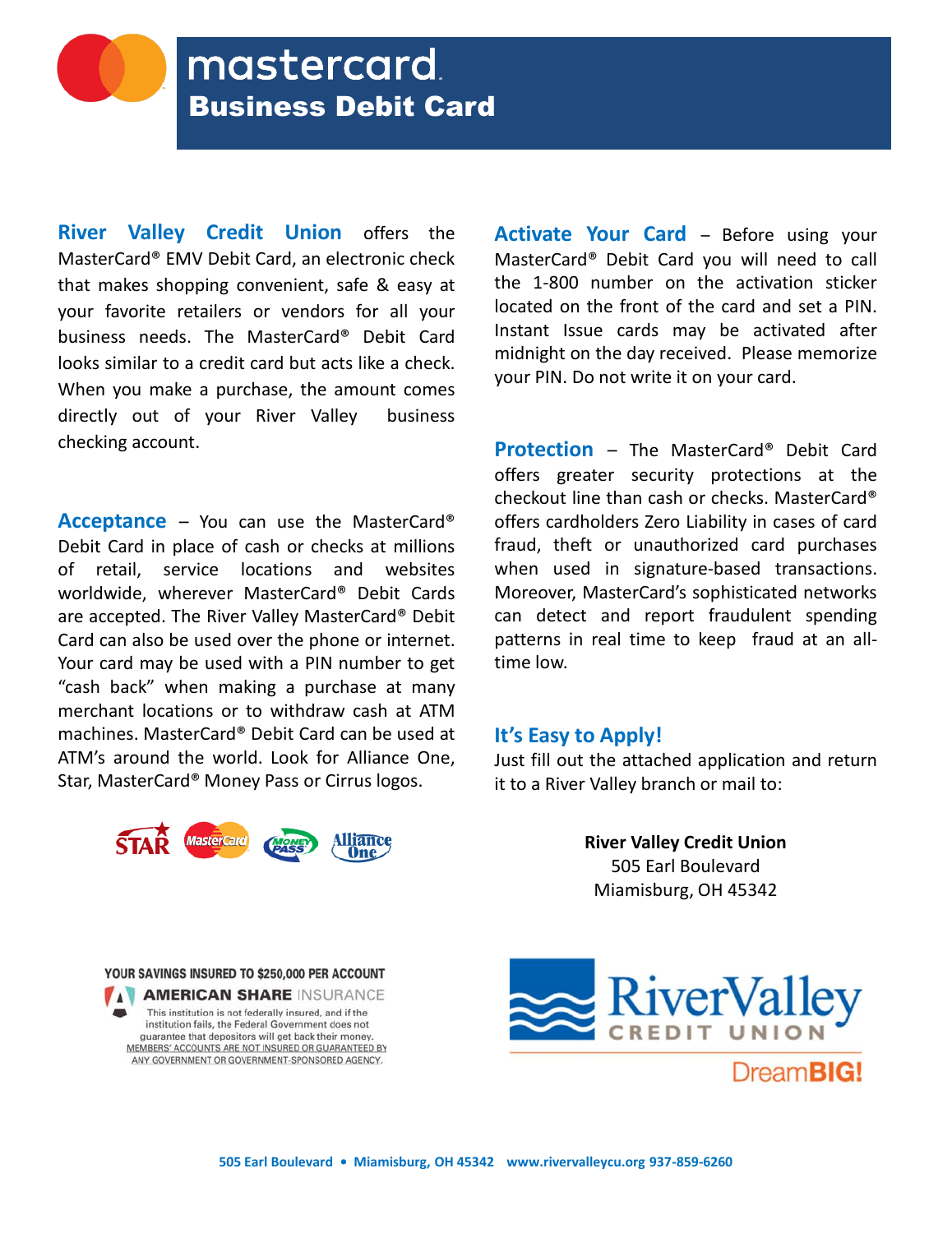# mastercard
## Business Debit Card

**River Valley Credit Union** offers the MasterCard® EMV Debit Card, an electronic check that makes shopping convenient, safe & easy at your favorite retailers or vendors for all your business needs. The MasterCard® Debit Card looks similar to a credit card but acts like a check. When you make a purchase, the amount comes directly out of your River Valley business checking account.

**Acceptance** – You can use the MasterCard® Debit Card in place of cash or checks at millions of retail, service locations and websites worldwide, wherever MasterCard® Debit Cards are accepted. The River Valley MasterCard® Debit Card can also be used over the phone or internet. Your card may be used with a PIN number to get "cash back" when making a purchase at many merchant locations or to withdraw cash at ATM machines. MasterCard® Debit Card can be used at ATM's around the world. Look for Alliance One, Star, MasterCard® Money Pass or Cirrus logos.

**Activate Your Card** – Before using your MasterCard® Debit Card you will need to call the 1-800 number on the activation sticker located on the front of the card and set a PIN. Instant Issue cards may be activated after midnight on the day received. Please memorize your PIN. Do not write it on your card.

**Protection** – The MasterCard® Debit Card offers greater security protections at the checkout line than cash or checks. MasterCard® offers cardholders Zero Liability in cases of card fraud, theft or unauthorized card purchases when used in signature-based transactions. Moreover, MasterCard's sophisticated networks can detect and report fraudulent spending patterns in real time to keep fraud at an all-time low.

**It's Easy to Apply!**

Just fill out the attached application and return it to a River Valley branch or mail to:

**River Valley Credit Union**
505 Earl Boulevard
Miamisburg, OH 45342

YOUR SAVINGS INSURED TO $250,000 PER ACCOUNT
AMERICAN SHARE INSURANCE
This institution is not federally insured, and if the institution fails, the Federal Government does not guarantee that depositors will get back their money. MEMBERS' ACCOUNTS ARE NOT INSURED OR GUARANTEED BY ANY GOVERNMENT OR GOVERNMENT-SPONSORED AGENCY.

RiverValley CREDIT UNION
DreamBIG!

505 Earl Boulevard • Miamisburg, OH 45342 www.rivervalleycu.org 937-859-6260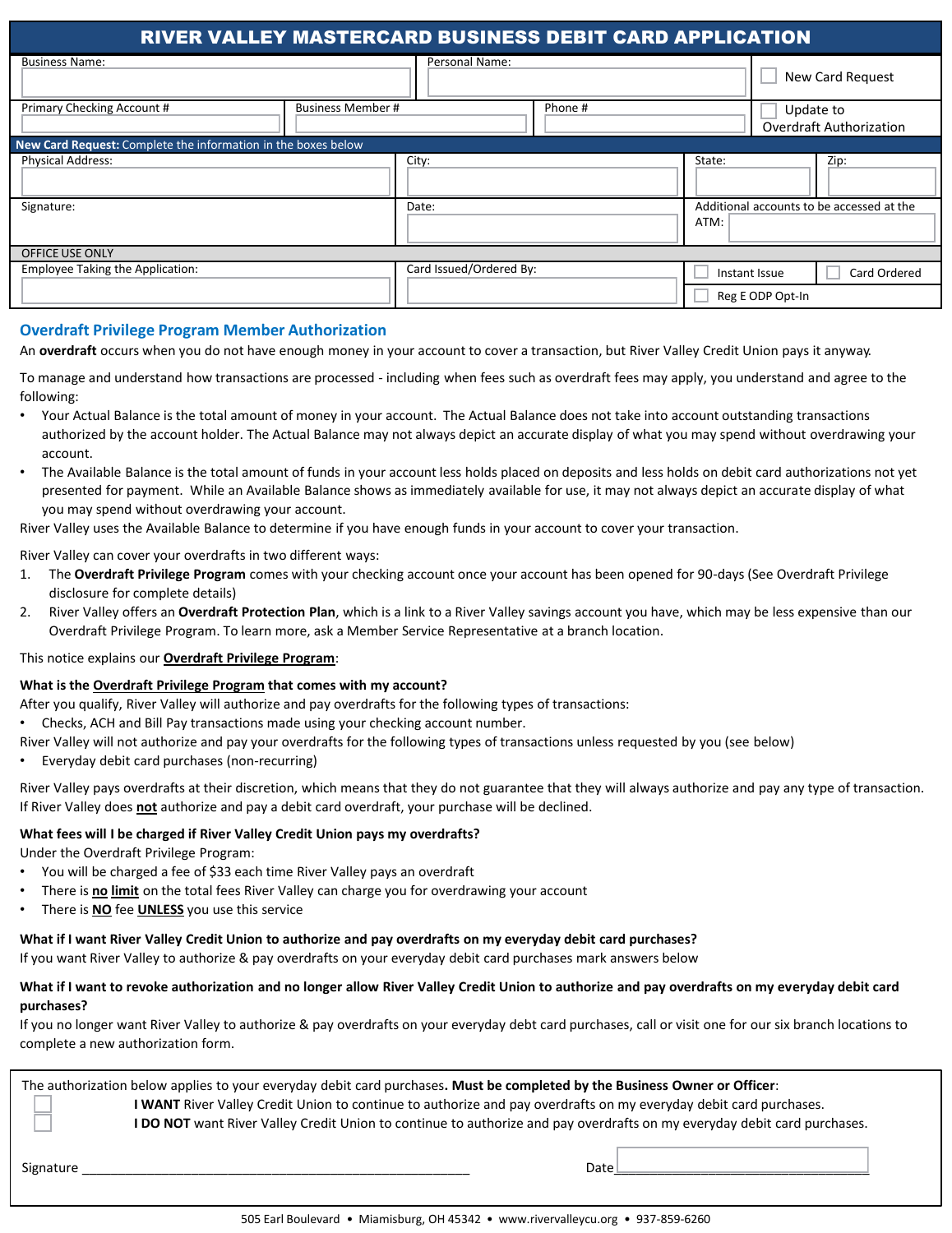# RIVER VALLEY MASTERCARD BUSINESS DEBIT CARD APPLICATION

| | | | | |
|---|---|---|---|---|
| Business Name: | | Personal Name: | | ☐ New Card Request |
| Primary Checking Account # | Business Member # | Phone # | | ☐ Update to Overdraft Authorization |

**New Card Request:** Complete the information in the boxes below

| | | | |
|---|---|---|---|
| Physical Address: | City: | State: | Zip: |
| Signature: | Date: | Additional accounts to be accessed at the ATM: | |

OFFICE USE ONLY

| | | | |
|---|---|---|---|
| Employee Taking the Application: | Card Issued/Ordered By: | ☐ Instant Issue | ☐ Card Ordered |
| | | ☐ Reg E ODP Opt-In | |

## Overdraft Privilege Program Member Authorization

An **overdraft** occurs when you do not have enough money in your account to cover a transaction, but River Valley Credit Union pays it anyway.

To manage and understand how transactions are processed - including when fees such as overdraft fees may apply, you understand and agree to the following:

- Your Actual Balance is the total amount of money in your account. The Actual Balance does not take into account outstanding transactions authorized by the account holder. The Actual Balance may not always depict an accurate display of what you may spend without overdrawing your account.
- The Available Balance is the total amount of funds in your account less holds placed on deposits and less holds on debit card authorizations not yet presented for payment. While an Available Balance shows as immediately available for use, it may not always depict an accurate display of what you may spend without overdrawing your account.

River Valley uses the Available Balance to determine if you have enough funds in your account to cover your transaction.

River Valley can cover your overdrafts in two different ways:

1. The **Overdraft Privilege Program** comes with your checking account once your account has been opened for 90-days (See Overdraft Privilege disclosure for complete details)
2. River Valley offers an **Overdraft Protection Plan**, which is a link to a River Valley savings account you have, which may be less expensive than our Overdraft Privilege Program. To learn more, ask a Member Service Representative at a branch location.

This notice explains our **Overdraft Privilege Program**:

**What is the Overdraft Privilege Program that comes with my account?**

After you qualify, River Valley will authorize and pay overdrafts for the following types of transactions:

- Checks, ACH and Bill Pay transactions made using your checking account number.

River Valley will not authorize and pay your overdrafts for the following types of transactions unless requested by you (see below)

- Everyday debit card purchases (non-recurring)

River Valley pays overdrafts at their discretion, which means that they do not guarantee that they will always authorize and pay any type of transaction. If River Valley does **not** authorize and pay a debit card overdraft, your purchase will be declined.

**What fees will I be charged if River Valley Credit Union pays my overdrafts?**

Under the Overdraft Privilege Program:

- You will be charged a fee of $33 each time River Valley pays an overdraft
- There is **no limit** on the total fees River Valley can charge you for overdrawing your account
- There is **NO** fee **UNLESS** you use this service

**What if I want River Valley Credit Union to authorize and pay overdrafts on my everyday debit card purchases?**

If you want River Valley to authorize & pay overdrafts on your everyday debit card purchases mark answers below

**What if I want to revoke authorization and no longer allow River Valley Credit Union to authorize and pay overdrafts on my everyday debit card purchases?**

If you no longer want River Valley to authorize & pay overdrafts on your everyday debt card purchases, call or visit one for our six branch locations to complete a new authorization form.

The authorization below applies to your everyday debit card purchases. **Must be completed by the Business Owner or Officer**:

☐ **I WANT** River Valley Credit Union to continue to authorize and pay overdrafts on my everyday debit card purchases.

☐ **I DO NOT** want River Valley Credit Union to continue to authorize and pay overdrafts on my everyday debit card purchases.

Signature ____________________________________________ Date ____________________

505 Earl Boulevard • Miamisburg, OH 45342 • www.rivervalleycu.org • 937-859-6260